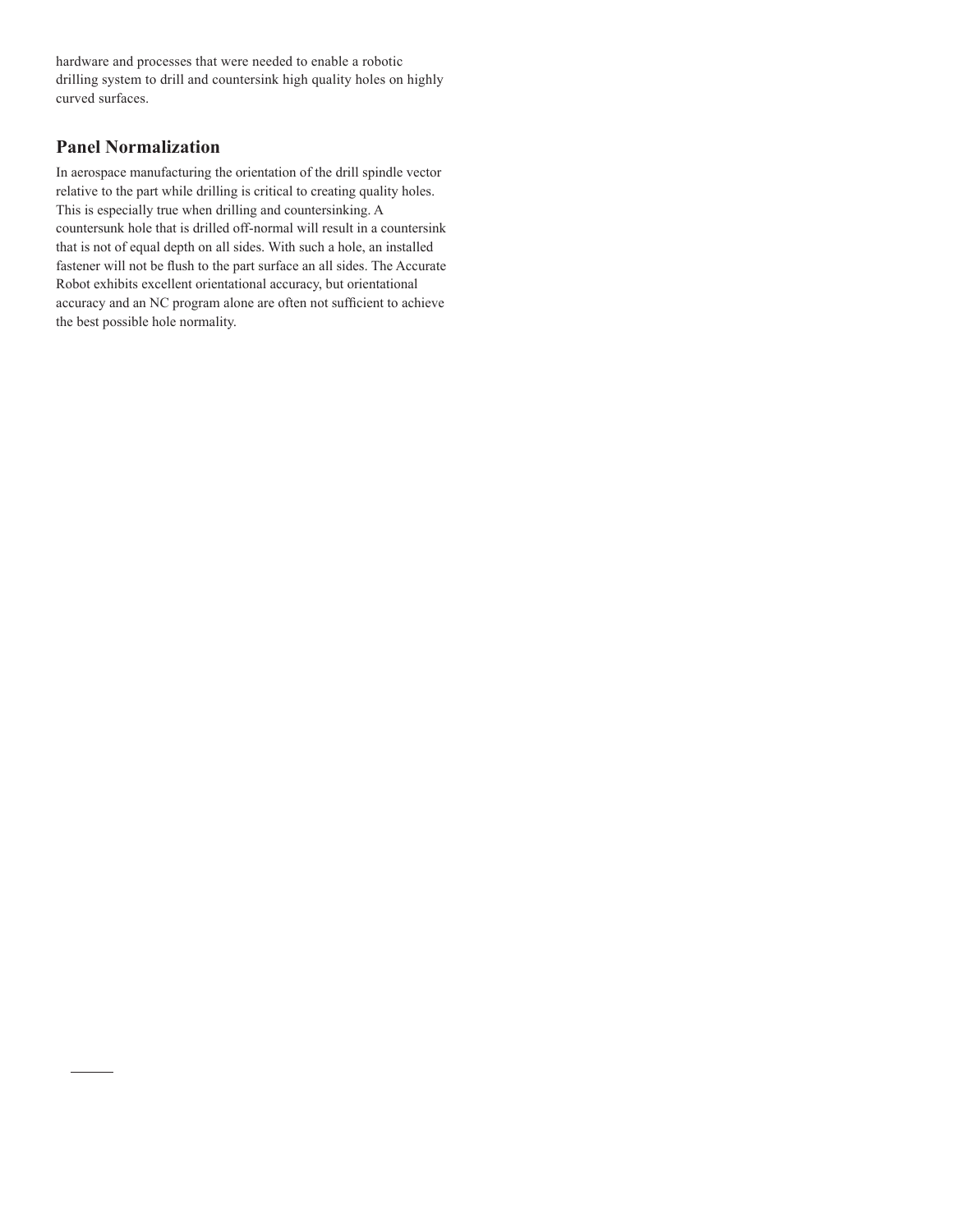hardware and processes that were needed to enable a robotic drilling system to drill and countersink high quality holes on highly curved surfaces.

## Panel Normalization

In aerospace manufacturing the orientation of the drill spindle vector relative to the part while drilling is critical to creating quality holes. This is especially true when drilling and countersinking. A countersunk hole that is drilled off-normal will result in a countersink that is not of equal depth on all sides. With such a hole, an installed fastener will not be flush to the part surface an all sides. The Accurate Robot exhibits excellent orientational accuracy, but orientational accuracy and an NC program alone are often not sufficient to achieve the best possible hole normality.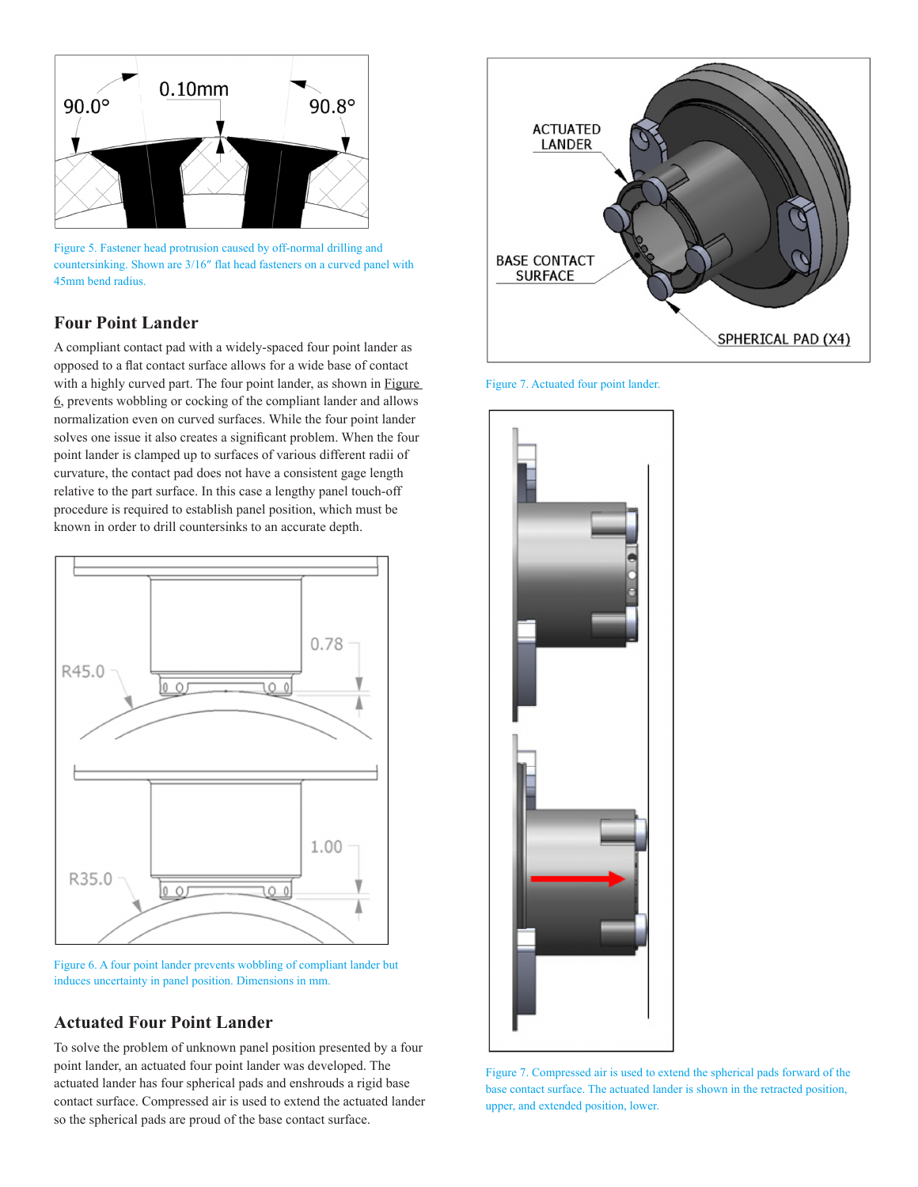Figure 5. Fastener head protrusion caused by off-normal drilling and countersinking. Shown are 3/16″ flat head fasteners on a curved panel with 45mm bend radius.

## Four Point Lander

A compliant contact pad with a widely-spaced four point lander as opposed to a flat contact surface allows for a wide base of contact with a highly curved part. The four point lander, as shown in Figure 6, prevents wobbling or cocking of the compliant lander and allows normalization even on curved surfaces. While the four point lander solves one issue it also creates a significant problem. When the four point lander is clamped up to surfaces of various different radii of curvature, the contact pad does not have a consistent gage length relative to the part surface. In this case a lengthy panel touch-off procedure is required to establish panel position, which must be known in order to drill countersinks to an accurate depth.

Figure 6. A four point lander prevents wobbling of compliant lander but induces uncertainty in panel position. Dimensions in mm.

## Actuated Four Point Lander

To solve the problem of unknown panel position presented by a four point lander, an actuated four point lander was developed. The actuated lander has four spherical pads and enshrouds a rigid base contact surface. Compressed air is used to extend the actuated lander so the spherical pads are proud of the base contact surface.

Figure 7. Actuated four point lander.

Figure 7. Compressed air is used to extend the spherical pads forward of the base contact surface. The actuated lander is shown in the retracted position, upper, and extended position, lower.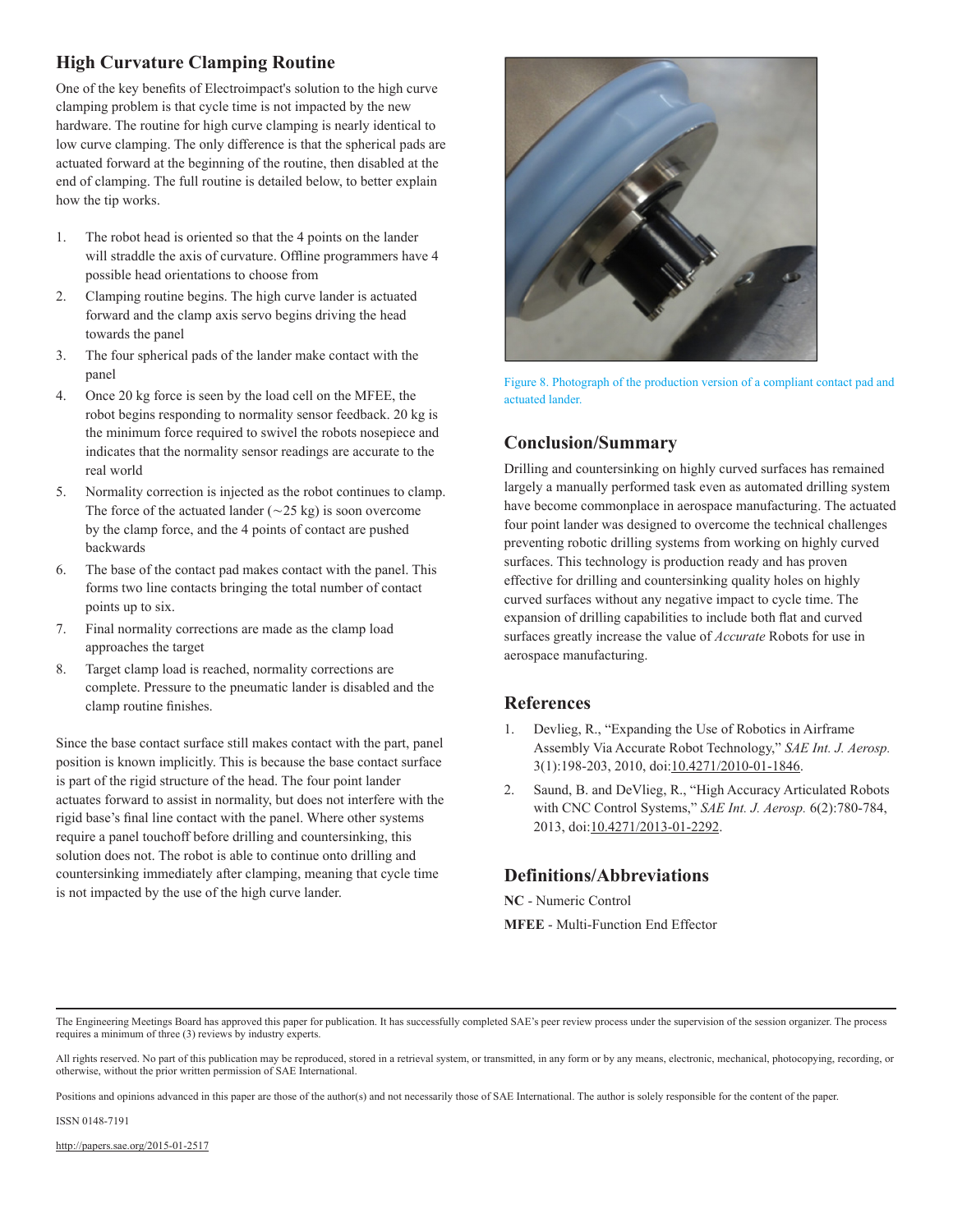## High Curvature Clamping Routine

One of the key benefits of Electroimpact's solution to the high curve clamping problem is that cycle time is not impacted by the new hardware. The routine for high curve clamping is nearly identical to low curve clamping. The only difference is that the spherical pads are actuated forward at the beginning of the routine, then disabled at the end of clamping. The full routine is detailed below, to better explain how the tip works.

1. The robot head is oriented so that the 4 points on the lander will straddle the axis of curvature. Offline programmers have 4 possible head orientations to choose from
2. Clamping routine begins. The high curve lander is actuated forward and the clamp axis servo begins driving the head towards the panel
3. The four spherical pads of the lander make contact with the panel
4. Once 20 kg force is seen by the load cell on the MFEE, the robot begins responding to normality sensor feedback. 20 kg is the minimum force required to swivel the robots nosepiece and indicates that the normality sensor readings are accurate to the real world
5. Normality correction is injected as the robot continues to clamp. The force of the actuated lander (~25 kg) is soon overcome by the clamp force, and the 4 points of contact are pushed backwards
6. The base of the contact pad makes contact with the panel. This forms two line contacts bringing the total number of contact points up to six.
7. Final normality corrections are made as the clamp load approaches the target
8. Target clamp load is reached, normality corrections are complete. Pressure to the pneumatic lander is disabled and the clamp routine finishes.

Since the base contact surface still makes contact with the part, panel position is known implicitly. This is because the base contact surface is part of the rigid structure of the head. The four point lander actuates forward to assist in normality, but does not interfere with the rigid base's final line contact with the panel. Where other systems require a panel touchoff before drilling and countersinking, this solution does not. The robot is able to continue onto drilling and countersinking immediately after clamping, meaning that cycle time is not impacted by the use of the high curve lander.

Figure 8. Photograph of the production version of a compliant contact pad and actuated lander.

## Conclusion/Summary

Drilling and countersinking on highly curved surfaces has remained largely a manually performed task even as automated drilling system have become commonplace in aerospace manufacturing. The actuated four point lander was designed to overcome the technical challenges preventing robotic drilling systems from working on highly curved surfaces. This technology is production ready and has proven effective for drilling and countersinking quality holes on highly curved surfaces without any negative impact to cycle time. The expansion of drilling capabilities to include both flat and curved surfaces greatly increase the value of *Accurate* Robots for use in aerospace manufacturing.

## References

1. Devlieg, R., "Expanding the Use of Robotics in Airframe Assembly Via Accurate Robot Technology," *SAE Int. J. Aerosp.* 3(1):198-203, 2010, doi:10.4271/2010-01-1846.
2. Saund, B. and DeVlieg, R., "High Accuracy Articulated Robots with CNC Control Systems," *SAE Int. J. Aerosp.* 6(2):780-784, 2013, doi:10.4271/2013-01-2292.

## Definitions/Abbreviations

**NC** - Numeric Control

**MFEE** - Multi-Function End Effector

The Engineering Meetings Board has approved this paper for publication. It has successfully completed SAE's peer review process under the supervision of the session organizer. The process requires a minimum of three (3) reviews by industry experts.

All rights reserved. No part of this publication may be reproduced, stored in a retrieval system, or transmitted, in any form or by any means, electronic, mechanical, photocopying, recording, or otherwise, without the prior written permission of SAE International.

Positions and opinions advanced in this paper are those of the author(s) and not necessarily those of SAE International. The author is solely responsible for the content of the paper.

ISSN 0148-7191

http://papers.sae.org/2015-01-2517